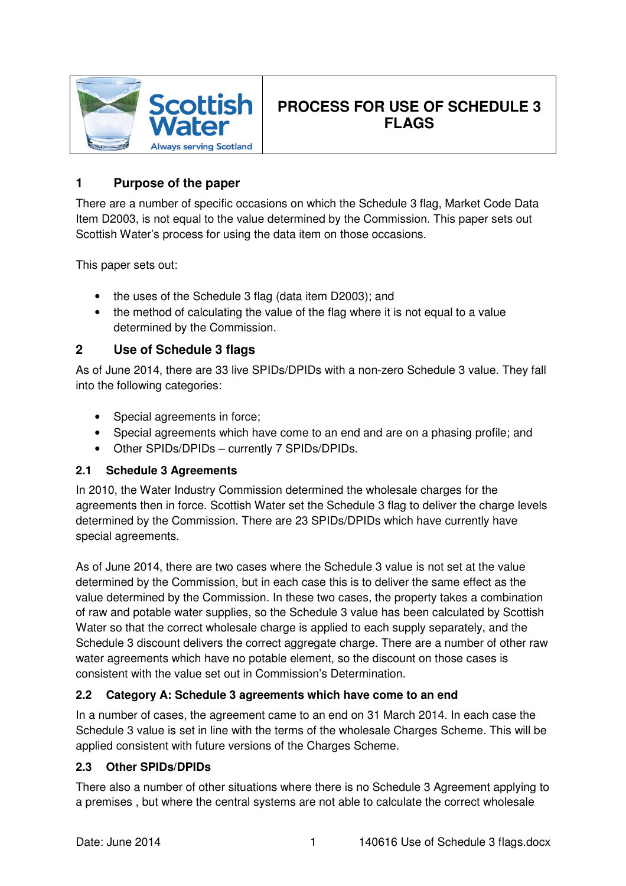# PROCESS FOR USE OF SCHEDULE 3 FLAGS

## 1 Purpose of the paper

There are a number of specific occasions on which the Schedule 3 flag, Market Code Data Item D2003, is not equal to the value determined by the Commission. This paper sets out Scottish Water's process for using the data item on those occasions.

This paper sets out:

- the uses of the Schedule 3 flag (data item D2003); and
- the method of calculating the value of the flag where it is not equal to a value determined by the Commission.

## 2 Use of Schedule 3 flags

As of June 2014, there are 33 live SPIDs/DPIDs with a non-zero Schedule 3 value. They fall into the following categories:

- Special agreements in force;
- Special agreements which have come to an end and are on a phasing profile; and
- Other SPIDs/DPIDs – currently 7 SPIDs/DPIDs.

### 2.1 Schedule 3 Agreements

In 2010, the Water Industry Commission determined the wholesale charges for the agreements then in force. Scottish Water set the Schedule 3 flag to deliver the charge levels determined by the Commission. There are 23 SPIDs/DPIDs which have currently have special agreements.

As of June 2014, there are two cases where the Schedule 3 value is not set at the value determined by the Commission, but in each case this is to deliver the same effect as the value determined by the Commission. In these two cases, the property takes a combination of raw and potable water supplies, so the Schedule 3 value has been calculated by Scottish Water so that the correct wholesale charge is applied to each supply separately, and the Schedule 3 discount delivers the correct aggregate charge. There are a number of other raw water agreements which have no potable element, so the discount on those cases is consistent with the value set out in Commission's Determination.

### 2.2 Category A: Schedule 3 agreements which have come to an end

In a number of cases, the agreement came to an end on 31 March 2014. In each case the Schedule 3 value is set in line with the terms of the wholesale Charges Scheme. This will be applied consistent with future versions of the Charges Scheme.

### 2.3 Other SPIDs/DPIDs

There also a number of other situations where there is no Schedule 3 Agreement applying to a premises , but where the central systems are not able to calculate the correct wholesale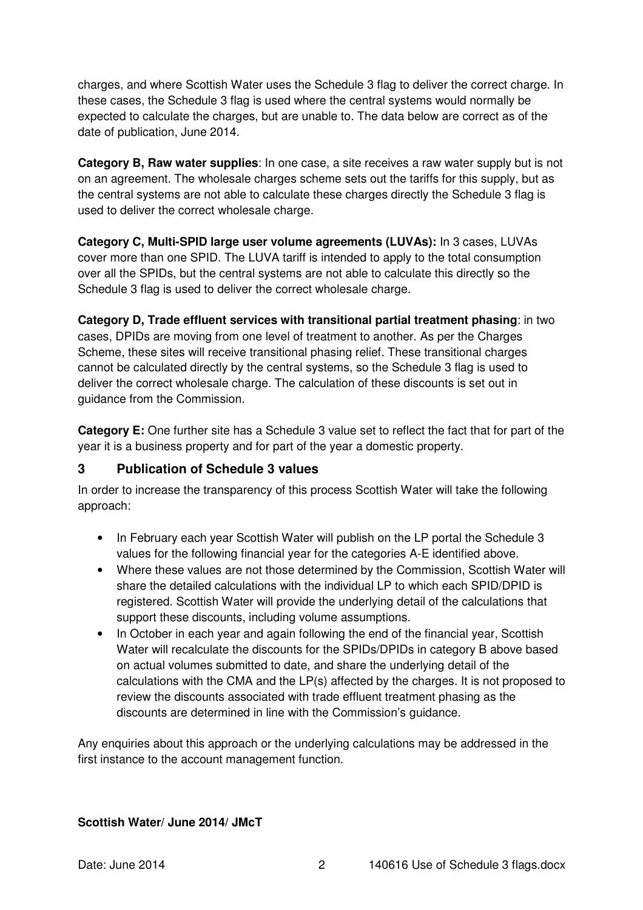charges, and where Scottish Water uses the Schedule 3 flag to deliver the correct charge. In these cases, the Schedule 3 flag is used where the central systems would normally be expected to calculate the charges, but are unable to. The data below are correct as of the date of publication, June 2014.

**Category B, Raw water supplies**: In one case, a site receives a raw water supply but is not on an agreement. The wholesale charges scheme sets out the tariffs for this supply, but as the central systems are not able to calculate these charges directly the Schedule 3 flag is used to deliver the correct wholesale charge.

**Category C, Multi-SPID large user volume agreements (LUVAs):** In 3 cases, LUVAs cover more than one SPID. The LUVA tariff is intended to apply to the total consumption over all the SPIDs, but the central systems are not able to calculate this directly so the Schedule 3 flag is used to deliver the correct wholesale charge.

**Category D, Trade effluent services with transitional partial treatment phasing**: in two cases, DPIDs are moving from one level of treatment to another. As per the Charges Scheme, these sites will receive transitional phasing relief. These transitional charges cannot be calculated directly by the central systems, so the Schedule 3 flag is used to deliver the correct wholesale charge. The calculation of these discounts is set out in guidance from the Commission.

**Category E:** One further site has a Schedule 3 value set to reflect the fact that for part of the year it is a business property and for part of the year a domestic property.

## 3 Publication of Schedule 3 values

In order to increase the transparency of this process Scottish Water will take the following approach:

- In February each year Scottish Water will publish on the LP portal the Schedule 3 values for the following financial year for the categories A-E identified above.
- Where these values are not those determined by the Commission, Scottish Water will share the detailed calculations with the individual LP to which each SPID/DPID is registered. Scottish Water will provide the underlying detail of the calculations that support these discounts, including volume assumptions.
- In October in each year and again following the end of the financial year, Scottish Water will recalculate the discounts for the SPIDs/DPIDs in category B above based on actual volumes submitted to date, and share the underlying detail of the calculations with the CMA and the LP(s) affected by the charges. It is not proposed to review the discounts associated with trade effluent treatment phasing as the discounts are determined in line with the Commission's guidance.

Any enquiries about this approach or the underlying calculations may be addressed in the first instance to the account management function.

**Scottish Water/ June 2014/ JMcT**